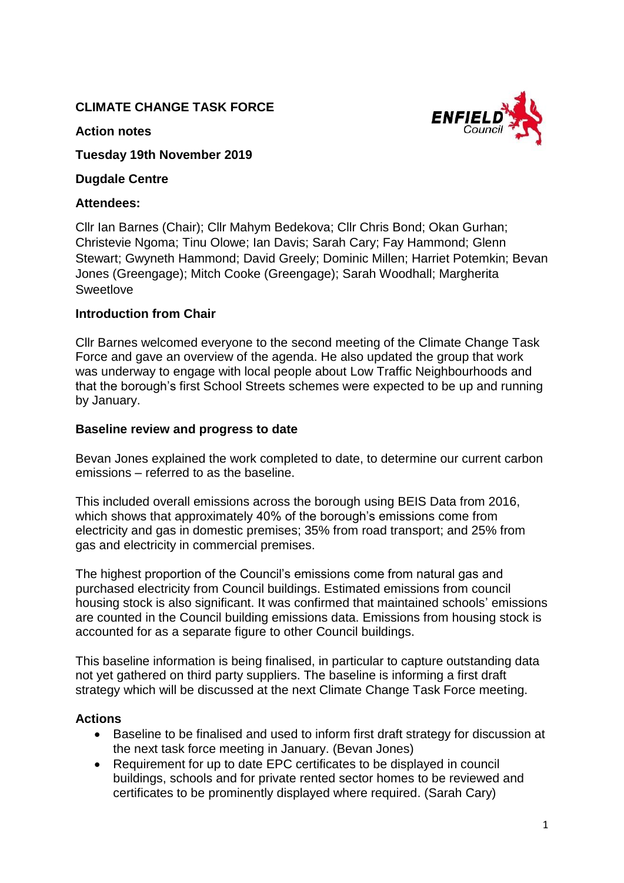# CLIMATE CHANGE TASK FORCE

**Action notes**

**Tuesday 19th November 2019**

**Dugdale Centre**

**Attendees:**

Cllr Ian Barnes (Chair); Cllr Mahym Bedekova; Cllr Chris Bond; Okan Gurhan; Christevie Ngoma; Tinu Olowe; Ian Davis; Sarah Cary; Fay Hammond; Glenn Stewart; Gwyneth Hammond; David Greely; Dominic Millen; Harriet Potemkin; Bevan Jones (Greengage); Mitch Cooke (Greengage); Sarah Woodhall; Margherita Sweetlove

## Introduction from Chair

Cllr Barnes welcomed everyone to the second meeting of the Climate Change Task Force and gave an overview of the agenda. He also updated the group that work was underway to engage with local people about Low Traffic Neighbourhoods and that the borough's first School Streets schemes were expected to be up and running by January.

## Baseline review and progress to date

Bevan Jones explained the work completed to date, to determine our current carbon emissions – referred to as the baseline.

This included overall emissions across the borough using BEIS Data from 2016, which shows that approximately 40% of the borough's emissions come from electricity and gas in domestic premises; 35% from road transport; and 25% from gas and electricity in commercial premises.

The highest proportion of the Council's emissions come from natural gas and purchased electricity from Council buildings. Estimated emissions from council housing stock is also significant. It was confirmed that maintained schools' emissions are counted in the Council building emissions data. Emissions from housing stock is accounted for as a separate figure to other Council buildings.

This baseline information is being finalised, in particular to capture outstanding data not yet gathered on third party suppliers. The baseline is informing a first draft strategy which will be discussed at the next Climate Change Task Force meeting.

### Actions

- Baseline to be finalised and used to inform first draft strategy for discussion at the next task force meeting in January. (Bevan Jones)
- Requirement for up to date EPC certificates to be displayed in council buildings, schools and for private rented sector homes to be reviewed and certificates to be prominently displayed where required. (Sarah Cary)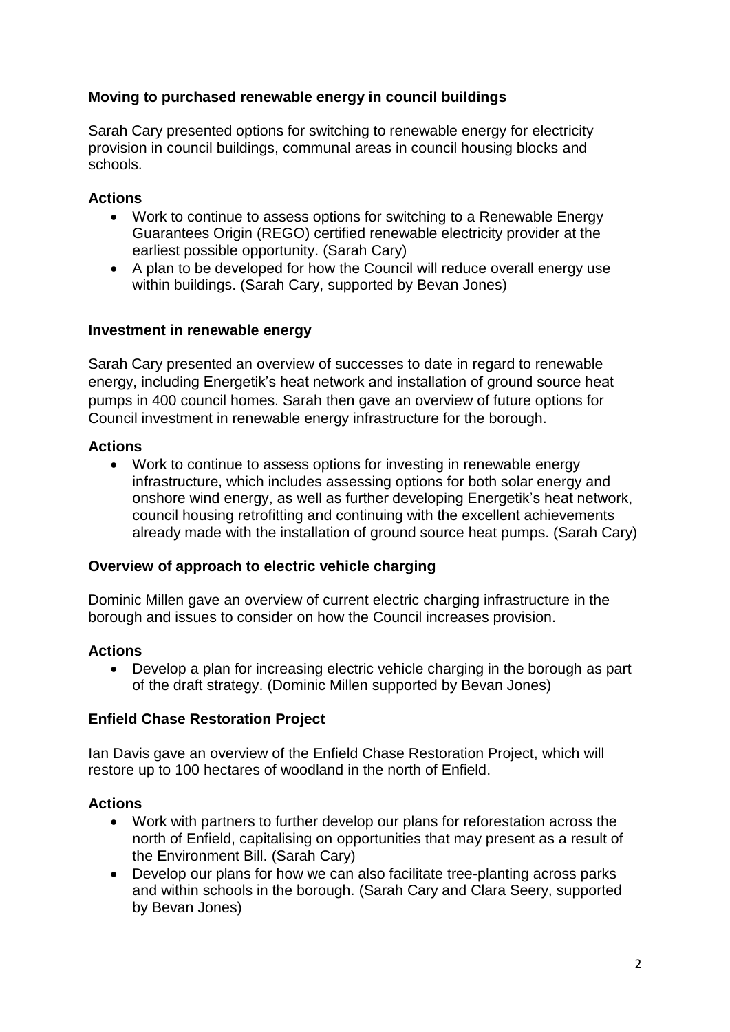**Moving to purchased renewable energy in council buildings**

Sarah Cary presented options for switching to renewable energy for electricity provision in council buildings, communal areas in council housing blocks and schools.

**Actions**

- Work to continue to assess options for switching to a Renewable Energy Guarantees Origin (REGO) certified renewable electricity provider at the earliest possible opportunity. (Sarah Cary)
- A plan to be developed for how the Council will reduce overall energy use within buildings. (Sarah Cary, supported by Bevan Jones)

**Investment in renewable energy**

Sarah Cary presented an overview of successes to date in regard to renewable energy, including Energetik's heat network and installation of ground source heat pumps in 400 council homes. Sarah then gave an overview of future options for Council investment in renewable energy infrastructure for the borough.

**Actions**

- Work to continue to assess options for investing in renewable energy infrastructure, which includes assessing options for both solar energy and onshore wind energy, as well as further developing Energetik's heat network, council housing retrofitting and continuing with the excellent achievements already made with the installation of ground source heat pumps. (Sarah Cary)

**Overview of approach to electric vehicle charging**

Dominic Millen gave an overview of current electric charging infrastructure in the borough and issues to consider on how the Council increases provision.

**Actions**

- Develop a plan for increasing electric vehicle charging in the borough as part of the draft strategy. (Dominic Millen supported by Bevan Jones)

**Enfield Chase Restoration Project**

Ian Davis gave an overview of the Enfield Chase Restoration Project, which will restore up to 100 hectares of woodland in the north of Enfield.

**Actions**

- Work with partners to further develop our plans for reforestation across the north of Enfield, capitalising on opportunities that may present as a result of the Environment Bill. (Sarah Cary)
- Develop our plans for how we can also facilitate tree-planting across parks and within schools in the borough. (Sarah Cary and Clara Seery, supported by Bevan Jones)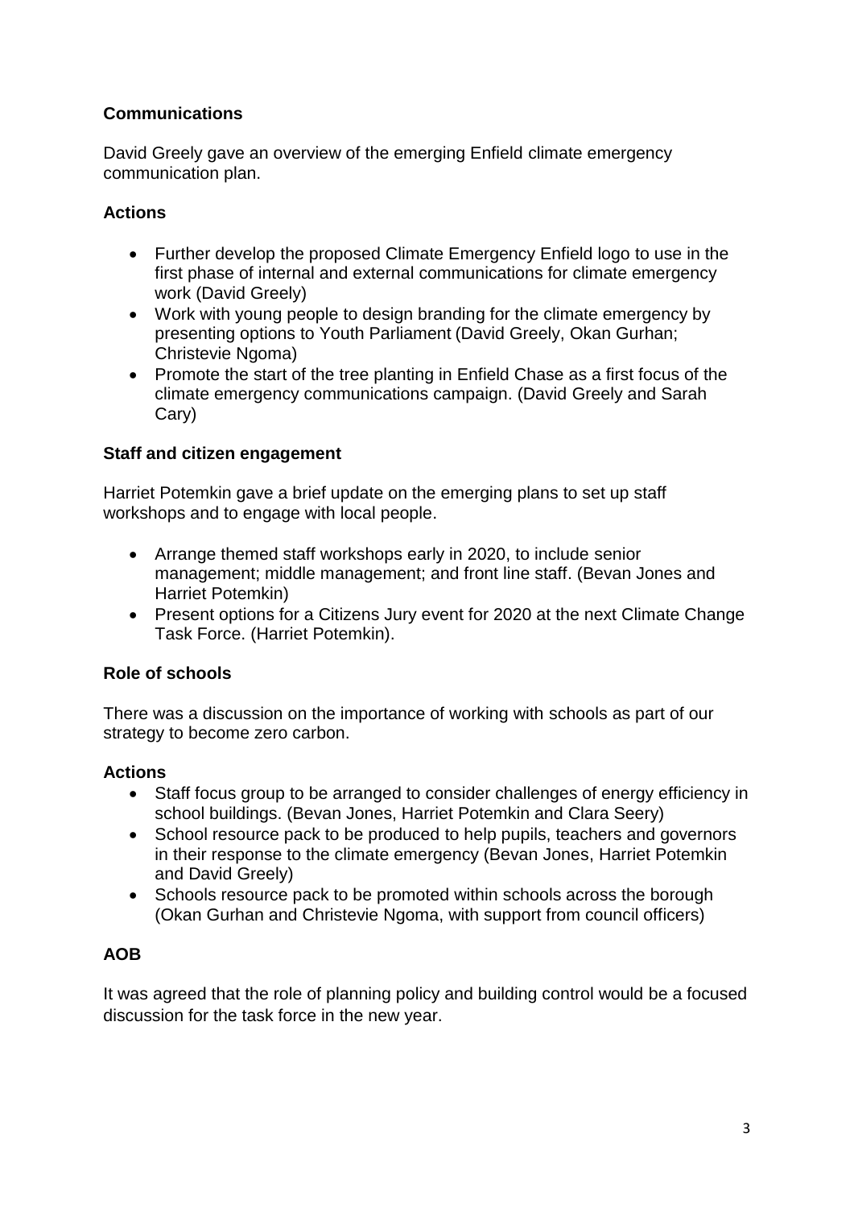**Communications**

David Greely gave an overview of the emerging Enfield climate emergency communication plan.

**Actions**

- Further develop the proposed Climate Emergency Enfield logo to use in the first phase of internal and external communications for climate emergency work (David Greely)
- Work with young people to design branding for the climate emergency by presenting options to Youth Parliament (David Greely, Okan Gurhan; Christevie Ngoma)
- Promote the start of the tree planting in Enfield Chase as a first focus of the climate emergency communications campaign. (David Greely and Sarah Cary)

**Staff and citizen engagement**

Harriet Potemkin gave a brief update on the emerging plans to set up staff workshops and to engage with local people.

- Arrange themed staff workshops early in 2020, to include senior management; middle management; and front line staff. (Bevan Jones and Harriet Potemkin)
- Present options for a Citizens Jury event for 2020 at the next Climate Change Task Force. (Harriet Potemkin).

**Role of schools**

There was a discussion on the importance of working with schools as part of our strategy to become zero carbon.

**Actions**

- Staff focus group to be arranged to consider challenges of energy efficiency in school buildings. (Bevan Jones, Harriet Potemkin and Clara Seery)
- School resource pack to be produced to help pupils, teachers and governors in their response to the climate emergency (Bevan Jones, Harriet Potemkin and David Greely)
- Schools resource pack to be promoted within schools across the borough (Okan Gurhan and Christevie Ngoma, with support from council officers)

**AOB**

It was agreed that the role of planning policy and building control would be a focused discussion for the task force in the new year.